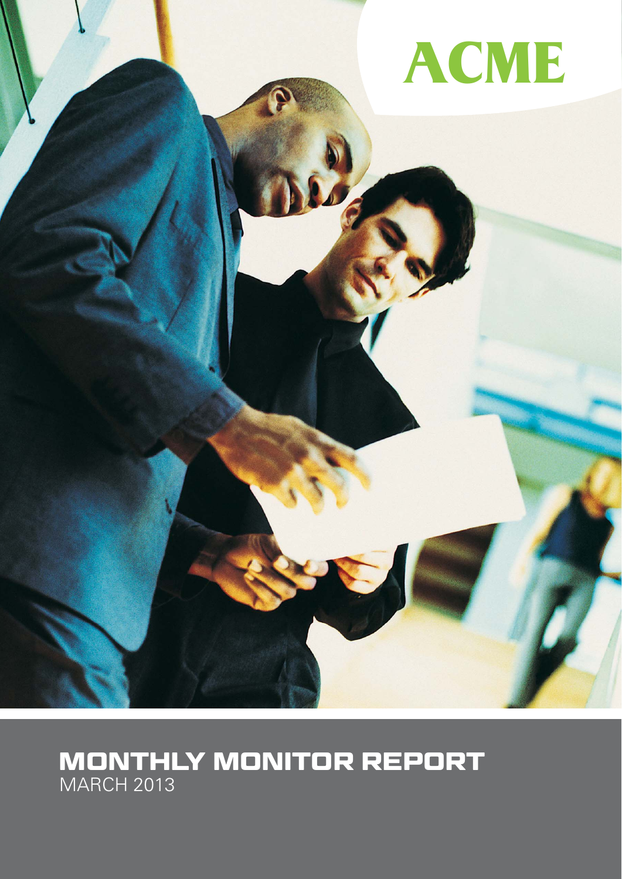ACME

# MONTHLY MONITOR REPORT

MARCH 2013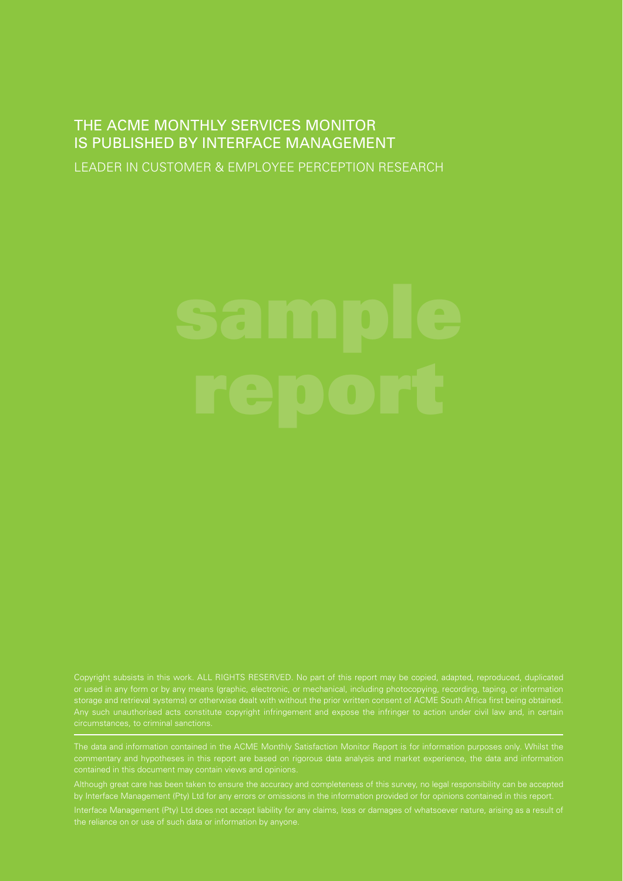THE ACME MONTHLY SERVICES MONITOR
IS PUBLISHED BY INTERFACE MANAGEMENT

LEADER IN CUSTOMER & EMPLOYEE PERCEPTION RESEARCH

sample
report

Copyright subsists in this work. ALL RIGHTS RESERVED. No part of this report may be copied, adapted, reproduced, duplicated or used in any form or by any means (graphic, electronic, or mechanical, including photocopying, recording, taping, or information storage and retrieval systems) or otherwise dealt with without the prior written consent of ACME South Africa first being obtained. Any such unauthorised acts constitute copyright infringement and expose the infringer to action under civil law and, in certain circumstances, to criminal sanctions.

---

The data and information contained in the ACME Monthly Satisfaction Monitor Report is for information purposes only. Whilst the commentary and hypotheses in this report are based on rigorous data analysis and market experience, the data and information contained in this document may contain views and opinions.

Although great care has been taken to ensure the accuracy and completeness of this survey, no legal responsibility can be accepted by Interface Management (Pty) Ltd for any errors or omissions in the information provided or for opinions contained in this report.

Interface Management (Pty) Ltd does not accept liability for any claims, loss or damages of whatsoever nature, arising as a result of the reliance on or use of such data or information by anyone.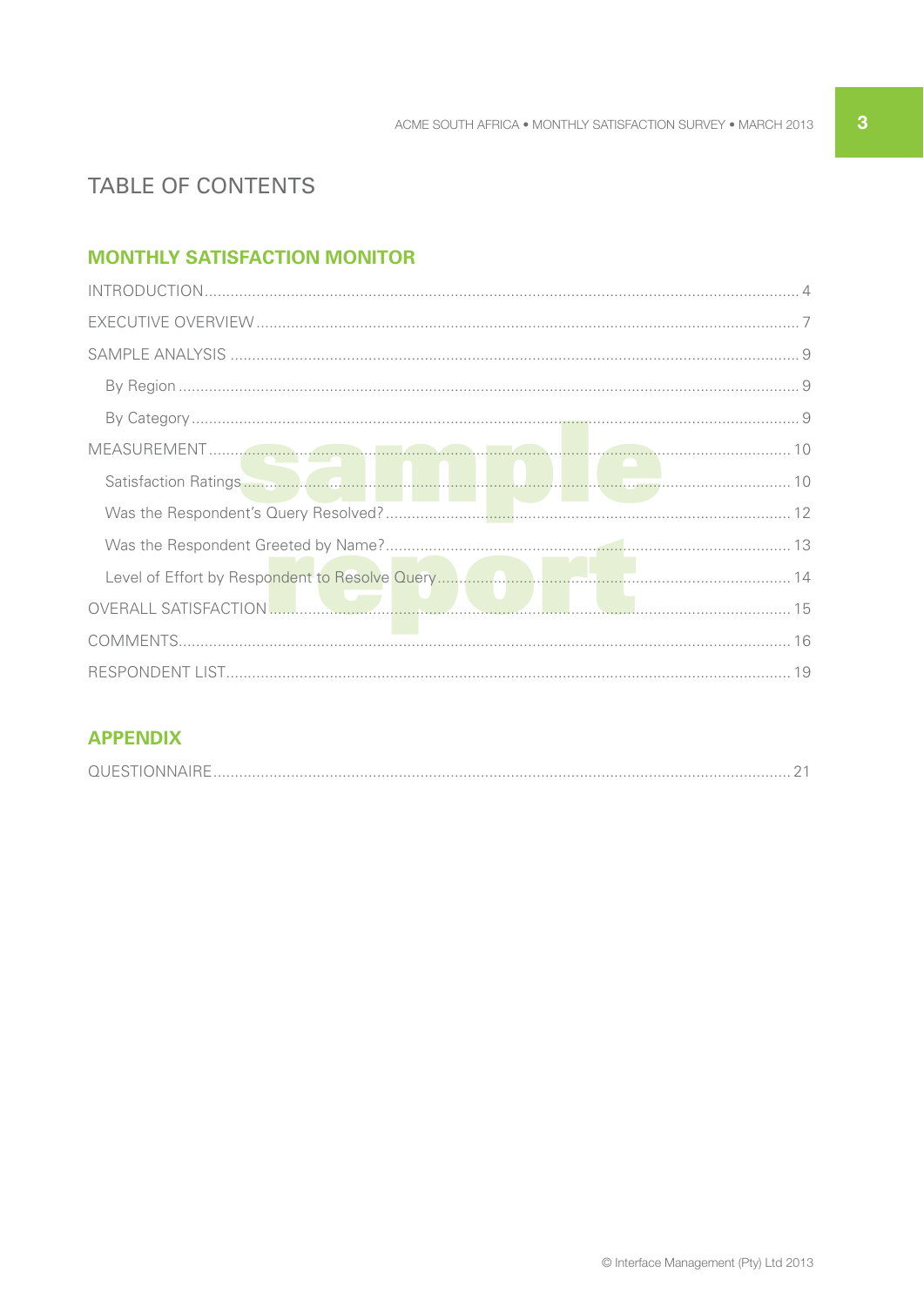# TABLE OF CONTENTS

## MONTHLY SATISFACTION MONITOR

INTRODUCTION ........................................................ 4

EXECUTIVE OVERVIEW ........................................................ 7

SAMPLE ANALYSIS ........................................................ 9

- By Region ........................................................ 9
- By Category ........................................................ 9

MEASUREMENT ........................................................ 10

- Satisfaction Ratings ........................................................ 10
- Was the Respondent's Query Resolved? ........................................................ 12
- Was the Respondent Greeted by Name? ........................................................ 13
- Level of Effort by Respondent to Resolve Query ........................................................ 14

OVERALL SATISFACTION ........................................................ 15

COMMENTS ........................................................ 16

RESPONDENT LIST ........................................................ 19

## APPENDIX

QUESTIONNAIRE ........................................................ 21

© Interface Management (Pty) Ltd 2013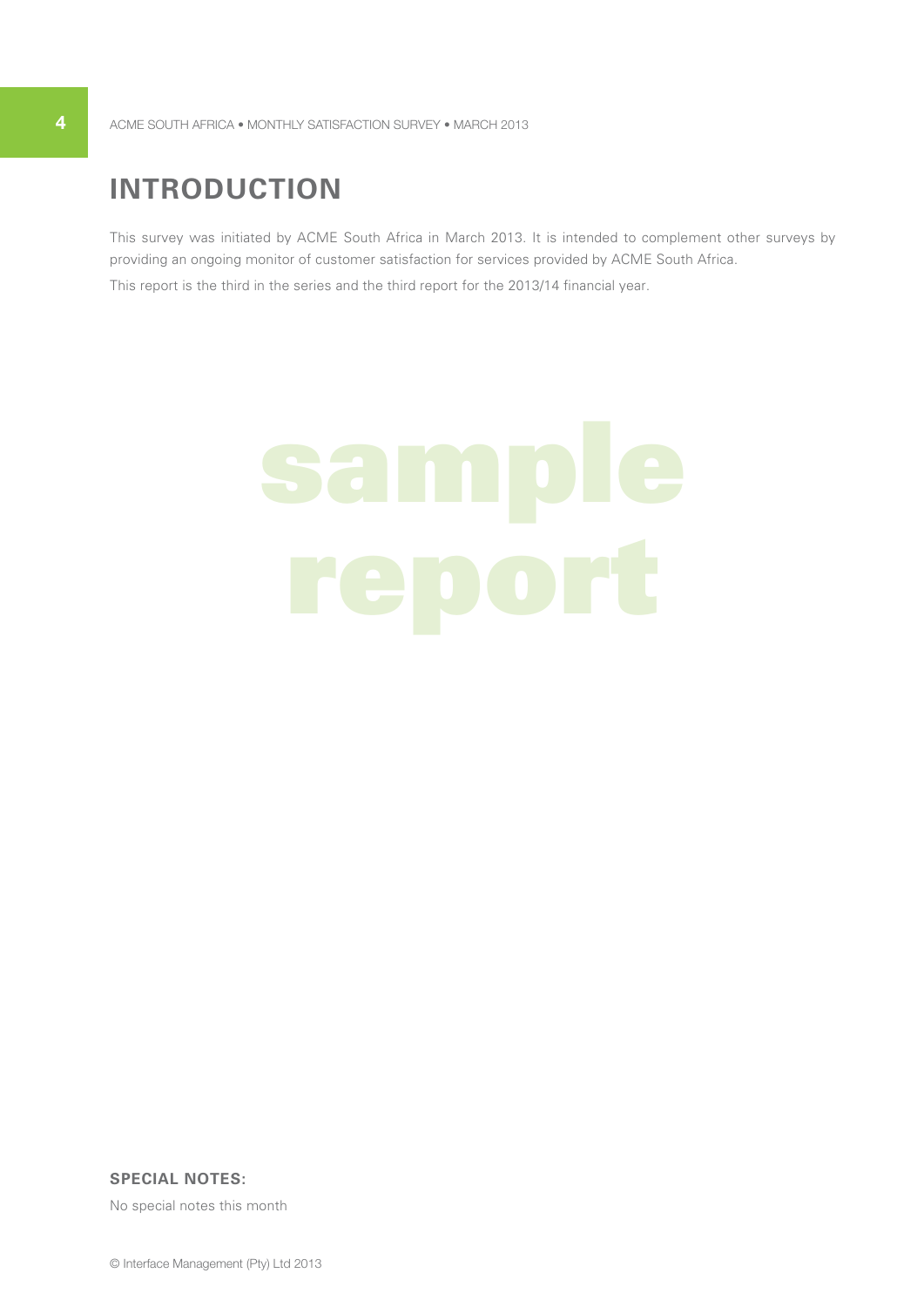# INTRODUCTION

This survey was initiated by ACME South Africa in March 2013. It is intended to complement other surveys by providing an ongoing monitor of customer satisfaction for services provided by ACME South Africa.

This report is the third in the series and the third report for the 2013/14 financial year.

sample report

**SPECIAL NOTES:**

No special notes this month

© Interface Management (Pty) Ltd 2013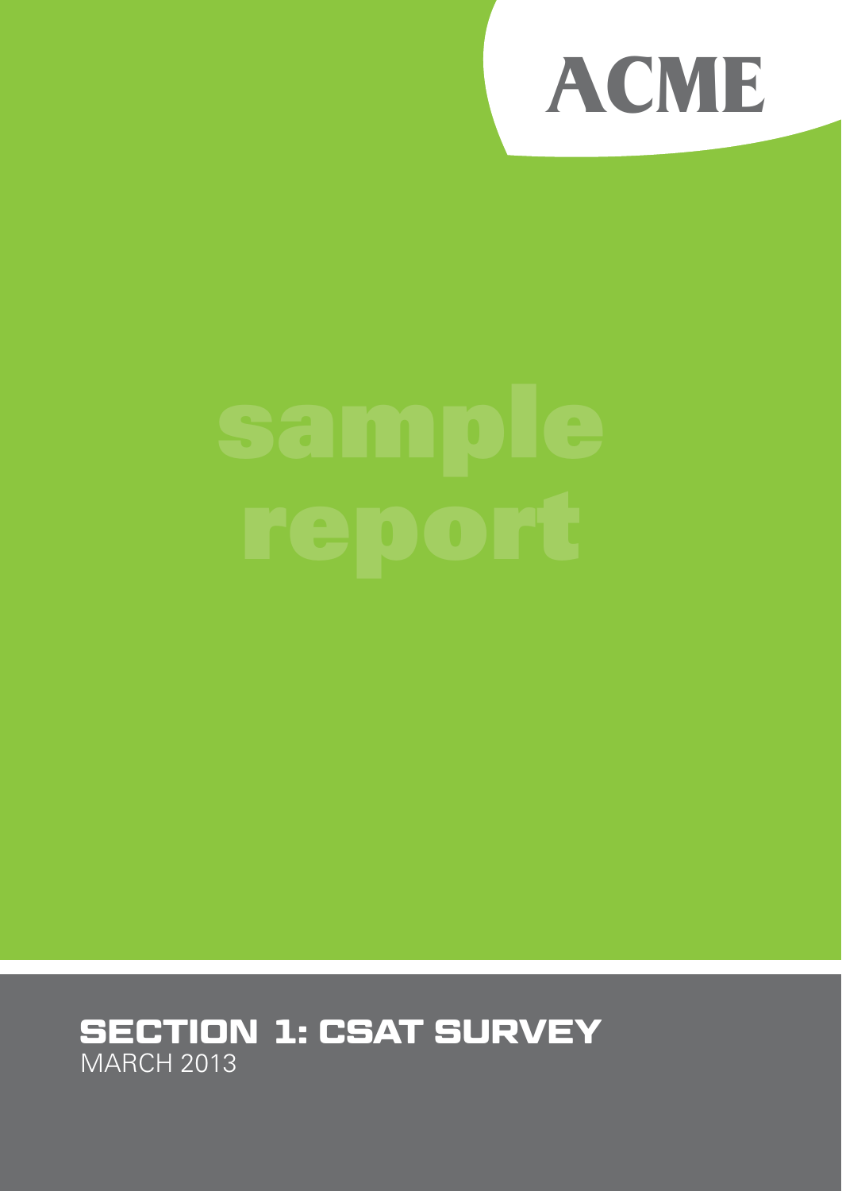ACME

# sample report

## SECTION 1: CSAT SURVEY

MARCH 2013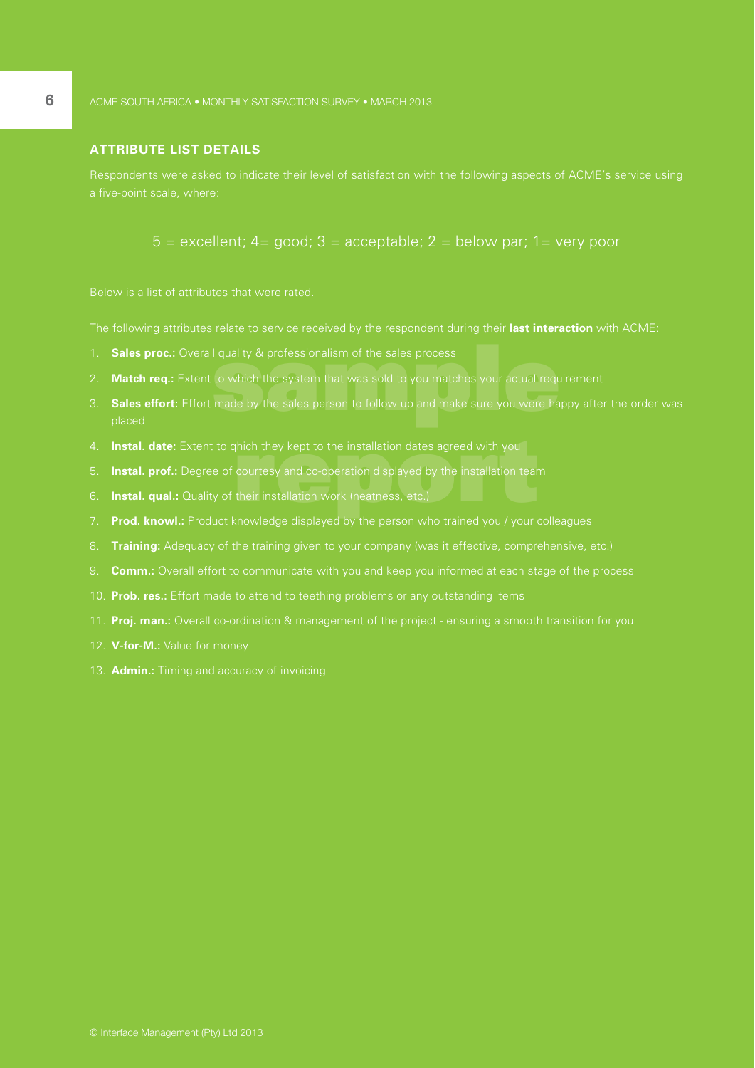## ATTRIBUTE LIST DETAILS

Respondents were asked to indicate their level of satisfaction with the following aspects of ACME's service using a five-point scale, where:

5 = excellent; 4= good; 3 = acceptable; 2 = below par; 1= very poor

Below is a list of attributes that were rated.

The following attributes relate to service received by the respondent during their **last interaction** with ACME:

1. **Sales proc.:** Overall quality & professionalism of the sales process
2. **Match req.:** Extent to which the system that was sold to you matches your actual requirement
3. **Sales effort:** Effort made by the sales person to follow up and make sure you were happy after the order was placed
4. **Instal. date:** Extent to qhich they kept to the installation dates agreed with you
5. **Instal. prof.:** Degree of courtesy and co-operation displayed by the installation team
6. **Instal. qual.:** Quality of their installation work (neatness, etc.)
7. **Prod. knowl.:** Product knowledge displayed by the person who trained you / your colleagues
8. **Training:** Adequacy of the training given to your company (was it effective, comprehensive, etc.)
9. **Comm.:** Overall effort to communicate with you and keep you informed at each stage of the process
10. **Prob. res.:** Effort made to attend to teething problems or any outstanding items
11. **Proj. man.:** Overall co-ordination & management of the project - ensuring a smooth transition for you
12. **V-for-M.:** Value for money
13. **Admin.:** Timing and accuracy of invoicing

© Interface Management (Pty) Ltd 2013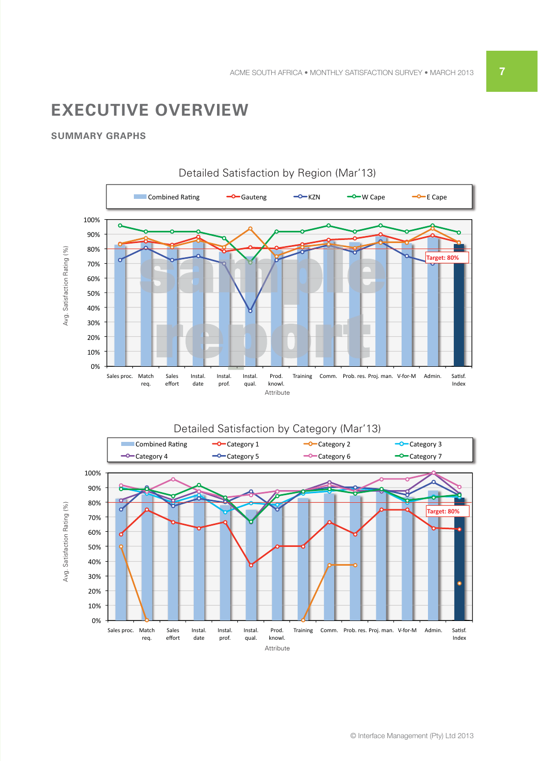# EXECUTIVE OVERVIEW

## SUMMARY GRAPHS

Detailed Satisfaction by Region (Mar'13)

Combined Rating
Gauteng
KZN
W Cape
E Cape

Avg. Satisfaction Rating (%)

100%
90%
80%
70%
60%
50%
40%
30%
20%
10%
0%

Target: 80%

Sales proc.
Match req.
Sales effort
Instal. date
Instal. prof.
Instal. qual.
Prod. knowl.
Training
Comm.
Prob. res.
Proj. man.
V-for-M
Admin.
Satisf. Index

Attribute

sample report

Detailed Satisfaction by Category (Mar'13)

Combined Rating
Category 1
Category 2
Category 3
Category 4
Category 5
Category 6
Category 7

Avg. Satisfaction Rating (%)

100%
90%
80%
70%
60%
50%
40%
30%
20%
10%
0%

Target: 80%

Sales proc.
Match req.
Sales effort
Instal. date
Instal. prof.
Instal. qual.
Prod. knowl.
Training
Comm.
Prob. res.
Proj. man.
V-for-M
Admin.
Satisf. Index

Attribute

© Interface Management (Pty) Ltd 2013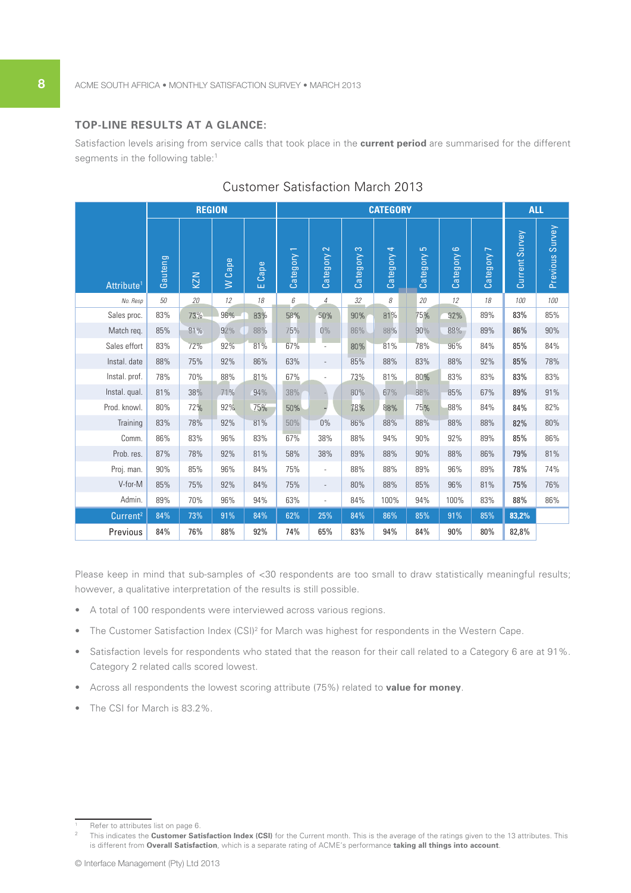## TOP-LINE RESULTS AT A GLANCE:

Satisfaction levels arising from service calls that took place in the **current period** are summarised for the different segments in the following table:[1]

Customer Satisfaction March 2013

| | REGION | | | | CATEGORY | | | | | | | ALL | |
|---|---|---|---|---|---|---|---|---|---|---|---|---|---|
| Attribute[1] | Gauteng | KZN | W Cape | E Cape | Category 1 | Category 2 | Category 3 | Category 4 | Category 5 | Category 6 | Category 7 | Current Survey | Previous Survey |
| *No. Resp* | *50* | *20* | *12* | *18* | *6* | *4* | *32* | *8* | *20* | *12* | *18* | *100* | *100* |
| Sales proc. | 83% | 73% | 96% | 83% | 58% | 50% | 90% | 81% | 75% | 92% | 89% | **83%** | 85% |
| Match req. | 85% | 81% | 92% | 88% | 75% | 0% | 86% | 88% | 90% | 88% | 89% | **86%** | 90% |
| Sales effort | 83% | 72% | 92% | 81% | 67% | - | 80% | 81% | 78% | 96% | 84% | **85%** | 84% |
| Instal. date | 88% | 75% | 92% | 86% | 63% | - | 85% | 88% | 83% | 88% | 92% | **85%** | 78% |
| Instal. prof. | 78% | 70% | 88% | 81% | 67% | - | 73% | 81% | 80% | 83% | 83% | **83%** | 83% |
| Instal. qual. | 81% | 38% | 71% | 94% | 38% | - | 80% | 67% | 38% | 85% | 67% | **89%** | 91% |
| Prod. knowl. | 80% | 72% | 92% | 75% | 50% | - | 78% | 88% | 75% | 88% | 84% | **84%** | 82% |
| Training | 83% | 78% | 92% | 81% | 50% | 0% | 86% | 88% | 88% | 88% | 88% | **82%** | 80% |
| Comm. | 86% | 83% | 96% | 83% | 67% | 38% | 88% | 94% | 90% | 92% | 89% | **85%** | 86% |
| Prob. res. | 87% | 78% | 92% | 81% | 58% | 38% | 89% | 88% | 90% | 88% | 86% | **79%** | 81% |
| Proj. man. | 90% | 85% | 96% | 84% | 75% | - | 88% | 88% | 89% | 96% | 89% | **78%** | 74% |
| V-for-M | 85% | 75% | 92% | 84% | 75% | - | 80% | 88% | 85% | 96% | 81% | **75%** | 76% |
| Admin. | 89% | 70% | 96% | 94% | 63% | - | 84% | 100% | 94% | 100% | 83% | **88%** | 86% |
| Current[2] | 84% | 73% | 91% | 84% | 62% | 25% | 84% | 86% | 85% | 91% | 85% | **83,2%** | |
| Previous | 84% | 76% | 88% | 92% | 74% | 65% | 83% | 94% | 84% | 90% | 80% | 82,8% | |

Please keep in mind that sub-samples of <30 respondents are too small to draw statistically meaningful results; however, a qualitative interpretation of the results is still possible.

- A total of 100 respondents were interviewed across various regions.
- The Customer Satisfaction Index (CSI)[2] for March was highest for respondents in the Western Cape.
- Satisfaction levels for respondents who stated that the reason for their call related to a Category 6 are at 91%. Category 2 related calls scored lowest.
- Across all respondents the lowest scoring attribute (75%) related to **value for money**.
- The CSI for March is 83.2%.

[1] Refer to attributes list on page 6.

[2] This indicates the **Customer Satisfaction Index (CSI)** for the Current month. This is the average of the ratings given to the 13 attributes. This is different from **Overall Satisfaction**, which is a separate rating of ACME's performance **taking all things into account**.

© Interface Management (Pty) Ltd 2013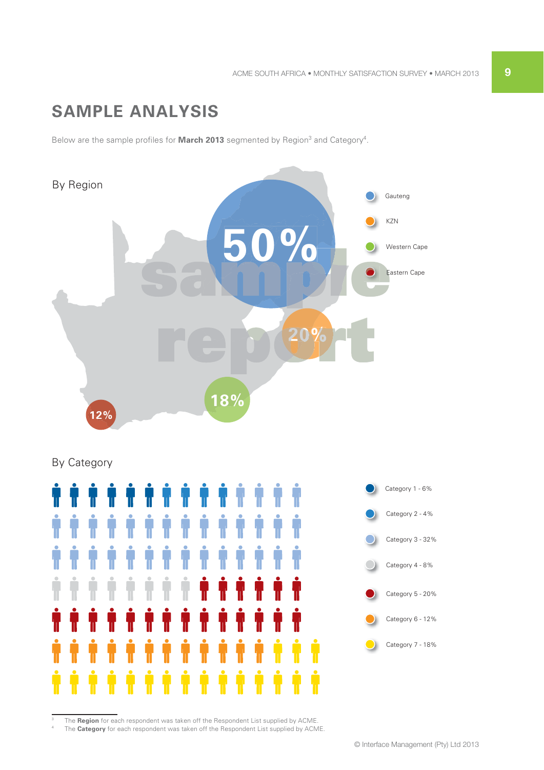# SAMPLE ANALYSIS

Below are the sample profiles for **March 2013** segmented by Region[3] and Category[4].

## By Region

50%

20%

18%

12%

Gauteng

KZN

Western Cape

Eastern Cape

sample report

## By Category

Category 1 - 6%

Category 2 - 4%

Category 3 - 32%

Category 4 - 8%

Category 5 - 20%

Category 6 - 12%

Category 7 - 18%

[3] The **Region** for each respondent was taken off the Respondent List supplied by ACME.

[4] The **Category** for each respondent was taken off the Respondent List supplied by ACME.

© Interface Management (Pty) Ltd 2013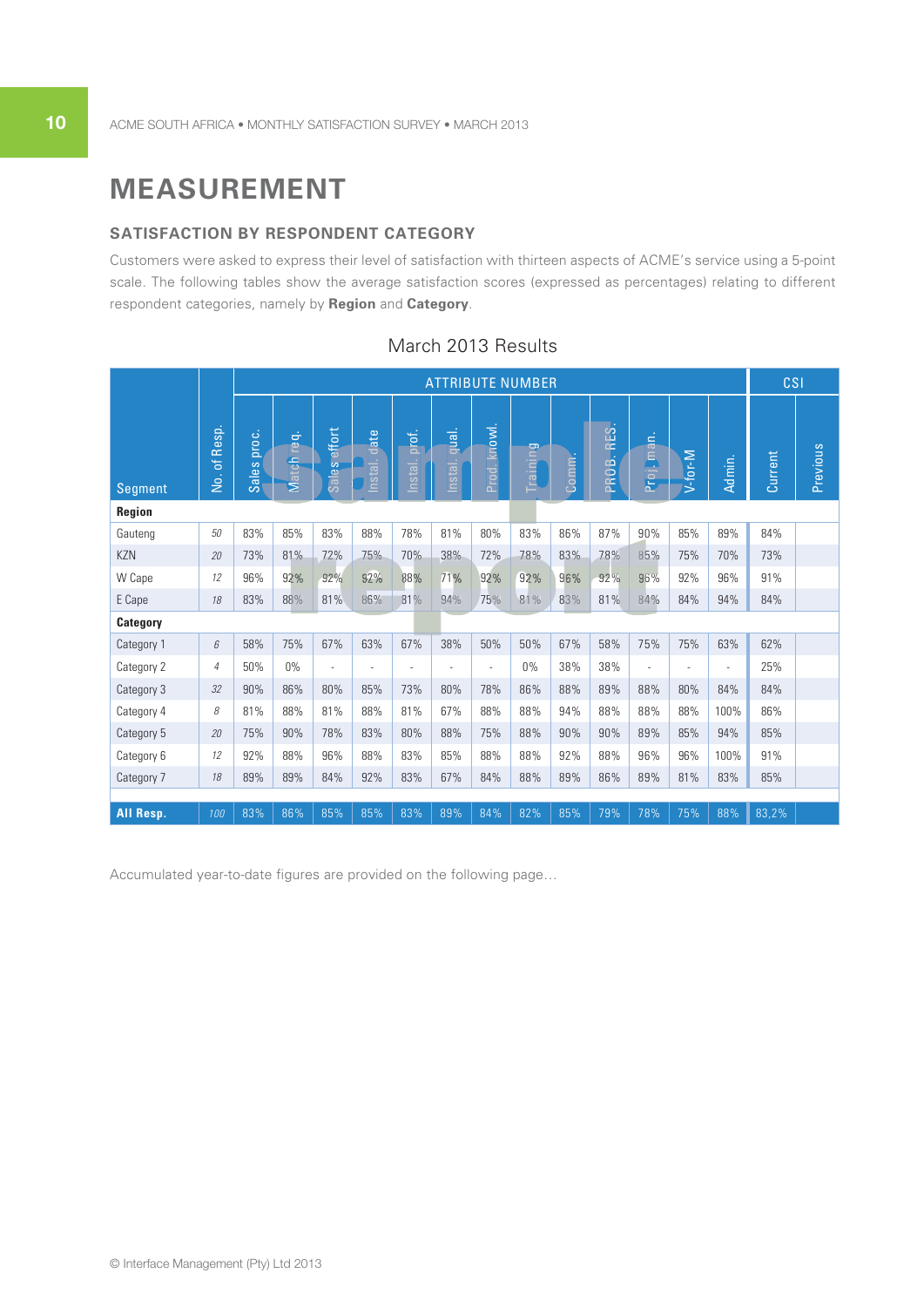# MEASUREMENT

## SATISFACTION BY RESPONDENT CATEGORY

Customers were asked to express their level of satisfaction with thirteen aspects of ACME's service using a 5-point scale. The following tables show the average satisfaction scores (expressed as percentages) relating to different respondent categories, namely by **Region** and **Category**.

March 2013 Results

| Segment | No. of Resp. | ATTRIBUTE NUMBER | | | | | | | | | | | | | CSI | |
|---|---|---|---|---|---|---|---|---|---|---|---|---|---|---|---|---|
| | | Sales proc. | Match req. | Sales effort | Instal. date | Instal. prof. | Instal. qual. | Prod. knowl. | Training | Comm. | PROB. RES. | Proj. man. | V-for-M | Admin. | Current | Previous |
| **Region** | | | | | | | | | | | | | | | | |
| Gauteng | 50 | 83% | 85% | 83% | 88% | 78% | 81% | 80% | 83% | 86% | 87% | 90% | 85% | 89% | 84% | |
| KZN | 20 | 73% | 81% | 72% | 75% | 70% | 38% | 72% | 78% | 83% | 78% | 85% | 75% | 70% | 73% | |
| W Cape | 12 | 96% | 92% | 92% | 92% | 88% | 71% | 92% | 92% | 96% | 92% | 96% | 92% | 96% | 91% | |
| E Cape | 18 | 83% | 88% | 81% | 86% | 81% | 94% | 75% | 81% | 83% | 81% | 84% | 84% | 94% | 84% | |
| **Category** | | | | | | | | | | | | | | | | |
| Category 1 | 6 | 58% | 75% | 67% | 63% | 67% | 38% | 50% | 50% | 67% | 58% | 75% | 75% | 63% | 62% | |
| Category 2 | 4 | 50% | 0% | - | - | - | - | - | 0% | 38% | 38% | - | - | - | 25% | |
| Category 3 | 32 | 90% | 86% | 80% | 85% | 73% | 80% | 78% | 86% | 88% | 89% | 88% | 80% | 84% | 84% | |
| Category 4 | 8 | 81% | 88% | 81% | 88% | 81% | 67% | 88% | 88% | 94% | 88% | 88% | 88% | 100% | 86% | |
| Category 5 | 20 | 75% | 90% | 78% | 83% | 80% | 88% | 75% | 88% | 90% | 90% | 89% | 85% | 94% | 85% | |
| Category 6 | 12 | 92% | 88% | 96% | 88% | 83% | 85% | 88% | 88% | 92% | 88% | 96% | 96% | 100% | 91% | |
| Category 7 | 18 | 89% | 89% | 84% | 92% | 83% | 67% | 84% | 88% | 89% | 86% | 89% | 81% | 83% | 85% | |
| **All Resp.** | 100 | 83% | 86% | 85% | 85% | 83% | 89% | 84% | 82% | 85% | 79% | 78% | 75% | 88% | 83,2% | |

Accumulated year-to-date figures are provided on the following page…

© Interface Management (Pty) Ltd 2013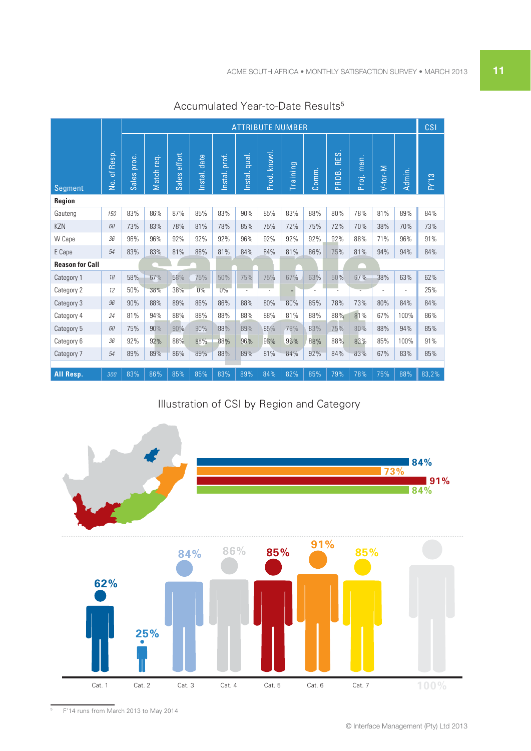## Accumulated Year-to-Date Results[5]

| Segment | No. of Resp. | ATTRIBUTE NUMBER | | | | | | | | | | | | | CSI |
|---|---|---|---|---|---|---|---|---|---|---|---|---|---|---|---|
| | | Sales proc. | Match req. | Sales effort | Instal. date | Instal. prof. | Instal. qual. | Prod. knowl. | Training | Comm. | PROB. RES. | Proj. man. | V-for-M | Admin. | FY'13 |
| **Region** | | | | | | | | | | | | | | | |
| Gauteng | 150 | 83% | 86% | 87% | 85% | 83% | 90% | 85% | 83% | 88% | 80% | 78% | 81% | 89% | 84% |
| KZN | 60 | 73% | 83% | 78% | 81% | 78% | 85% | 75% | 72% | 75% | 72% | 70% | 38% | 70% | 73% |
| W Cape | 36 | 96% | 96% | 92% | 92% | 92% | 96% | 92% | 92% | 92% | 92% | 88% | 71% | 96% | 91% |
| E Cape | 54 | 83% | 83% | 81% | 88% | 81% | 84% | 84% | 81% | 86% | 75% | 81% | 94% | 94% | 84% |
| **Reason for Call** | | | | | | | | | | | | | | | |
| Category 1 | 18 | 58% | 67% | 58% | 75% | 50% | 75% | 75% | 67% | 63% | 50% | 67% | 38% | 63% | 62% |
| Category 2 | 12 | 50% | 38% | 38% | 0% | 0% | - | - | - | - | - | - | - | - | 25% |
| Category 3 | 96 | 90% | 88% | 89% | 86% | 86% | 88% | 80% | 80% | 85% | 78% | 73% | 80% | 84% | 84% |
| Category 4 | 24 | 81% | 94% | 88% | 88% | 88% | 88% | 88% | 81% | 88% | 88% | 81% | 67% | 100% | 86% |
| Category 5 | 60 | 75% | 90% | 90% | 90% | 88% | 89% | 85% | 78% | 83% | 75% | 80% | 88% | 94% | 85% |
| Category 6 | 36 | 92% | 92% | 88% | 88% | 88% | 96% | 96% | 96% | 88% | 88% | 83% | 85% | 100% | 91% |
| Category 7 | 54 | 89% | 89% | 86% | 89% | 88% | 89% | 81% | 84% | 92% | 84% | 83% | 67% | 83% | 85% |
| **All Resp.** | 300 | 83% | 86% | 85% | 85% | 83% | 89% | 84% | 82% | 85% | 79% | 78% | 75% | 88% | 83,2% |

## Illustration of CSI by Region and Category

84%
73%
91%
84%

62% 25% 84% 86% 85% 91% 85%

Cat. 1 Cat. 2 Cat. 3 Cat. 4 Cat. 5 Cat. 6 Cat. 7 100%

[5] F'14 runs from March 2013 to May 2014

© Interface Management (Pty) Ltd 2013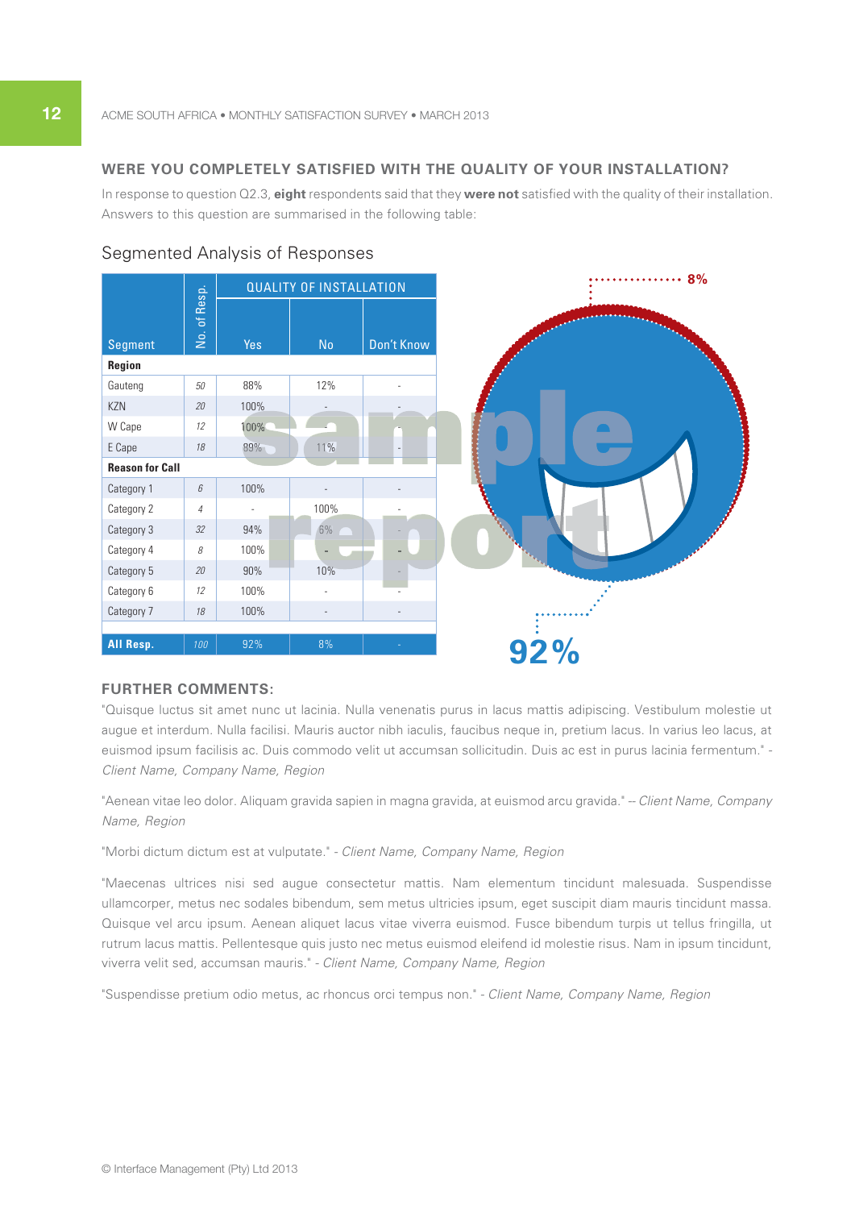## WERE YOU COMPLETELY SATISFIED WITH THE QUALITY OF YOUR INSTALLATION?

In response to question Q2.3, **eight** respondents said that they **were not** satisfied with the quality of their installation. Answers to this question are summarised in the following table:

### Segmented Analysis of Responses

| Segment | No. of Resp. | QUALITY OF INSTALLATION | | |
|---|---|---|---|---|
| | | Yes | No | Don't Know |
| **Region** | | | | |
| Gauteng | *50* | 88% | 12% | - |
| KZN | *20* | 100% | - | - |
| W Cape | *12* | 100% | - | - |
| E Cape | *18* | 89% | 11% | - |
| **Reason for Call** | | | | |
| Category 1 | *6* | 100% | - | - |
| Category 2 | *4* | - | 100% | - |
| Category 3 | *32* | 94% | 6% | - |
| Category 4 | *8* | 100% | - | - |
| Category 5 | *20* | 90% | 10% | - |
| Category 6 | *12* | 100% | - | - |
| Category 7 | *18* | 100% | - | - |
| **All Resp.** | *100* | 92% | 8% | - |

8%

92%

sample report

### FURTHER COMMENTS:

"Quisque luctus sit amet nunc ut lacinia. Nulla venenatis purus in lacus mattis adipiscing. Vestibulum molestie ut augue et interdum. Nulla facilisi. Mauris auctor nibh iaculis, faucibus neque in, pretium lacus. In varius leo lacus, at euismod ipsum facilisis ac. Duis commodo velit ut accumsan sollicitudin. Duis ac est in purus lacinia fermentum." - *Client Name, Company Name, Region*

"Aenean vitae leo dolor. Aliquam gravida sapien in magna gravida, at euismod arcu gravida." -- *Client Name, Company Name, Region*

"Morbi dictum dictum est at vulputate." - *Client Name, Company Name, Region*

"Maecenas ultrices nisi sed augue consectetur mattis. Nam elementum tincidunt malesuada. Suspendisse ullamcorper, metus nec sodales bibendum, sem metus ultricies ipsum, eget suscipit diam mauris tincidunt massa. Quisque vel arcu ipsum. Aenean aliquet lacus vitae viverra euismod. Fusce bibendum turpis ut tellus fringilla, ut rutrum lacus mattis. Pellentesque quis justo nec metus euismod eleifend id molestie risus. Nam in ipsum tincidunt, viverra velit sed, accumsan mauris." - *Client Name, Company Name, Region*

"Suspendisse pretium odio metus, ac rhoncus orci tempus non." - *Client Name, Company Name, Region*

© Interface Management (Pty) Ltd 2013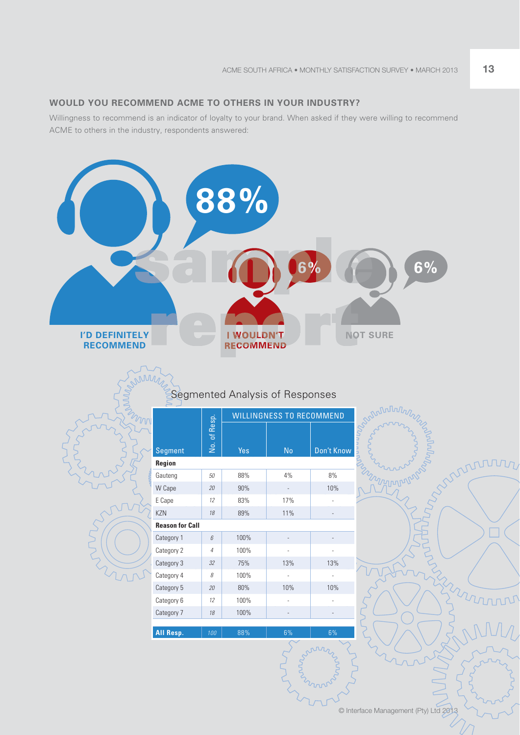## WOULD YOU RECOMMEND ACME TO OTHERS IN YOUR INDUSTRY?

Willingness to recommend is an indicator of loyalty to your brand. When asked if they were willing to recommend ACME to others in the industry, respondents answered:

88%

I'D DEFINITELY RECOMMEND

6%

I WOULDN'T RECOMMEND

6%

NOT SURE

### Segmented Analysis of Responses

| Segment | No. of Resp. | WILLINGNESS TO RECOMMEND | | |
|---|---|---|---|---|
| | | Yes | No | Don't Know |
| **Region** | | | | |
| Gauteng | *50* | 88% | 4% | 8% |
| W Cape | *20* | 90% | - | 10% |
| E Cape | *12* | 83% | 17% | - |
| KZN | *18* | 89% | 11% | - |
| **Reason for Call** | | | | |
| Category 1 | *6* | 100% | - | - |
| Category 2 | *4* | 100% | - | - |
| Category 3 | *32* | 75% | 13% | 13% |
| Category 4 | *8* | 100% | - | - |
| Category 5 | *20* | 80% | 10% | 10% |
| Category 6 | *12* | 100% | - | - |
| Category 7 | *18* | 100% | - | - |
| **All Resp.** | *100* | 88% | 6% | 6% |

© Interface Management (Pty) Ltd 2013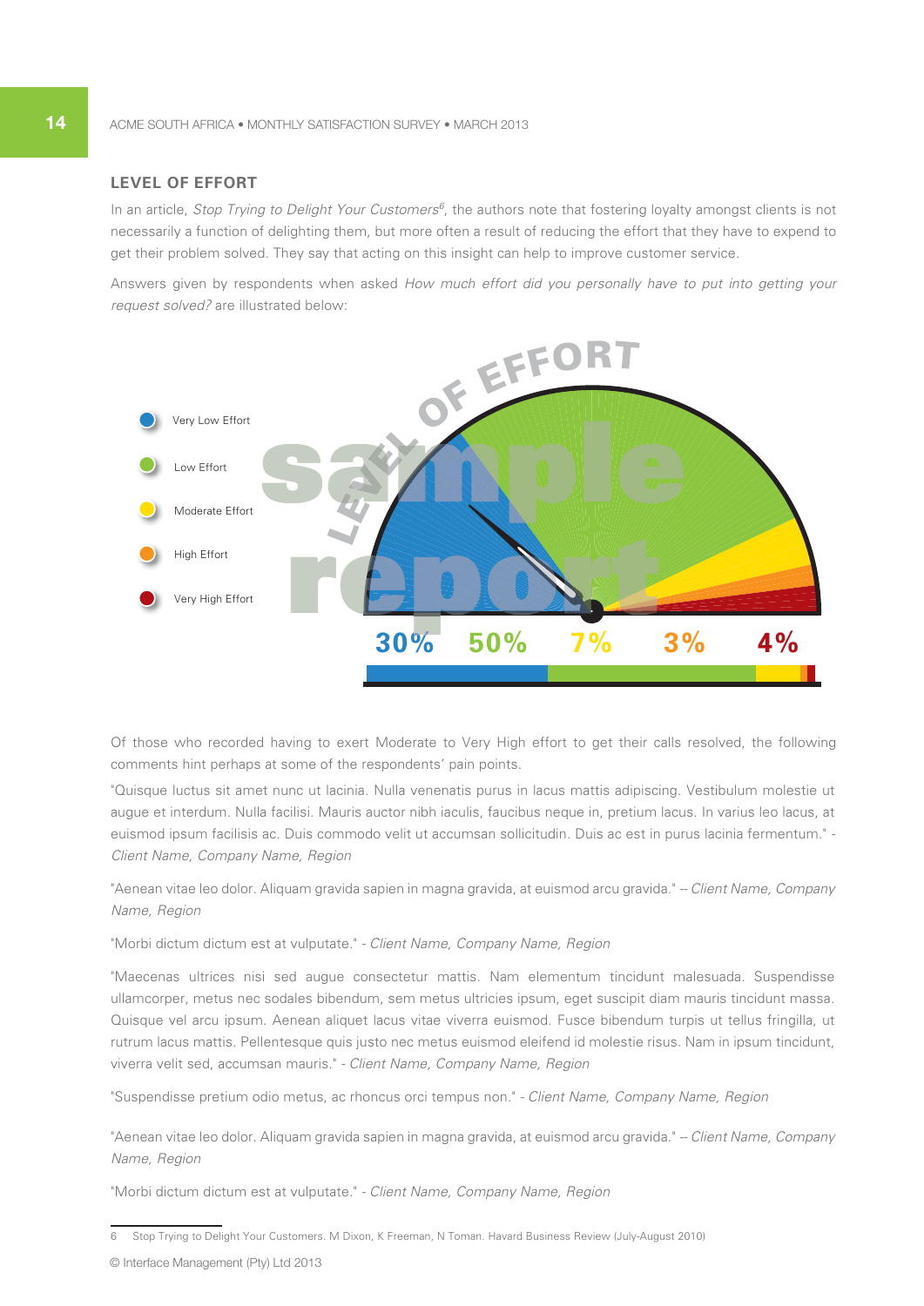## LEVEL OF EFFORT

In an article, *Stop Trying to Delight Your Customers*[6], the authors note that fostering loyalty amongst clients is not necessarily a function of delighting them, but more often a result of reducing the effort that they have to expend to get their problem solved. They say that acting on this insight can help to improve customer service.

Answers given by respondents when asked *How much effort did you personally have to put into getting your request solved?* are illustrated below:

LEVEL OF EFFORT

Very Low Effort

Low Effort

Moderate Effort

High Effort

Very High Effort

30% 50% 7% 3% 4%

sample report

Of those who recorded having to exert Moderate to Very High effort to get their calls resolved, the following comments hint perhaps at some of the respondents' pain points.

"Quisque luctus sit amet nunc ut lacinia. Nulla venenatis purus in lacus mattis adipiscing. Vestibulum molestie ut augue et interdum. Nulla facilisi. Mauris auctor nibh iaculis, faucibus neque in, pretium lacus. In varius leo lacus, at euismod ipsum facilisis ac. Duis commodo velit ut accumsan sollicitudin. Duis ac est in purus lacinia fermentum." - *Client Name, Company Name, Region*

"Aenean vitae leo dolor. Aliquam gravida sapien in magna gravida, at euismod arcu gravida." – *Client Name, Company Name, Region*

"Morbi dictum dictum est at vulputate." - *Client Name, Company Name, Region*

"Maecenas ultrices nisi sed augue consectetur mattis. Nam elementum tincidunt malesuada. Suspendisse ullamcorper, metus nec sodales bibendum, sem metus ultricies ipsum, eget suscipit diam mauris tincidunt massa. Quisque vel arcu ipsum. Aenean aliquet lacus vitae viverra euismod. Fusce bibendum turpis ut tellus fringilla, ut rutrum lacus mattis. Pellentesque quis justo nec metus euismod eleifend id molestie risus. Nam in ipsum tincidunt, viverra velit sed, accumsan mauris." - *Client Name, Company Name, Region*

"Suspendisse pretium odio metus, ac rhoncus orci tempus non." - *Client Name, Company Name, Region*

"Aenean vitae leo dolor. Aliquam gravida sapien in magna gravida, at euismod arcu gravida." – *Client Name, Company Name, Region*

"Morbi dictum dictum est at vulputate." - *Client Name, Company Name, Region*

---

6 Stop Trying to Delight Your Customers. M Dixon, K Freeman, N Toman. Havard Business Review (July-August 2010)

© Interface Management (Pty) Ltd 2013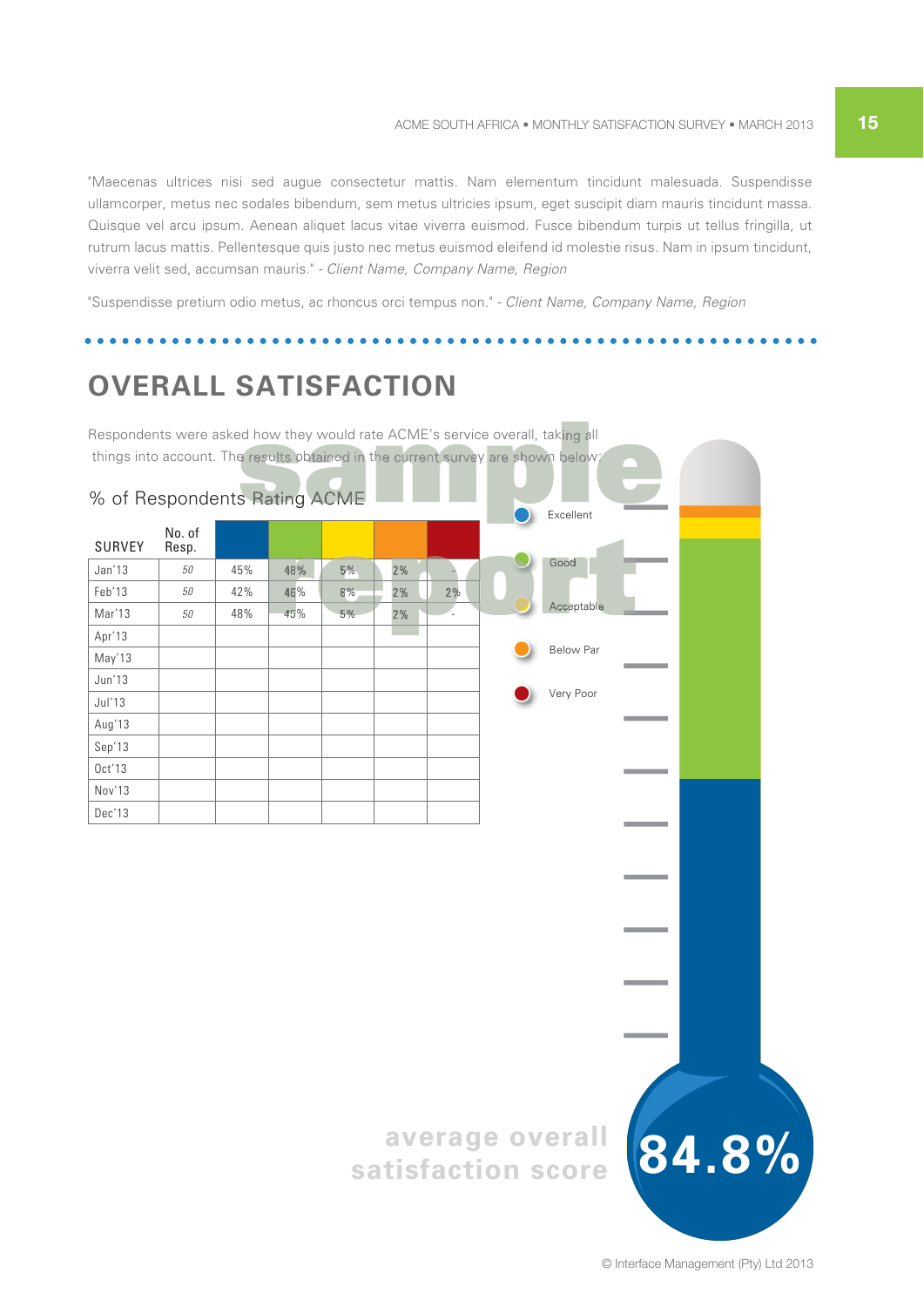"Maecenas ultrices nisi sed augue consectetur mattis. Nam elementum tincidunt malesuada. Suspendisse ullamcorper, metus nec sodales bibendum, sem metus ultricies ipsum, eget suscipit diam mauris tincidunt massa. Quisque vel arcu ipsum. Aenean aliquet lacus vitae viverra euismod. Fusce bibendum turpis ut tellus fringilla, ut rutrum lacus mattis. Pellentesque quis justo nec metus euismod eleifend id molestie risus. Nam in ipsum tincidunt, viverra velit sed, accumsan mauris." - *Client Name, Company Name, Region*

"Suspendisse pretium odio metus, ac rhoncus orci tempus non." - *Client Name, Company Name, Region*

## OVERALL SATISFACTION

Respondents were asked how they would rate ACME's service overall, taking all things into account. The results obtained in the current survey are shown below:

% of Respondents Rating ACME

| SURVEY | No. of Resp. | Excellent | Good | Acceptable | Below Par | Very Poor |
|---|---|---|---|---|---|---|
| Jan'13 | 50 | 45% | 48% | 5% | 2% | - |
| Feb'13 | 50 | 42% | 46% | 8% | 2% | 2% |
| Mar'13 | 50 | 48% | 45% | 5% | 2% | - |
| Apr'13 | | | | | | |
| May'13 | | | | | | |
| Jun'13 | | | | | | |
| Jul'13 | | | | | | |
| Aug'13 | | | | | | |
| Sep'13 | | | | | | |
| Oct'13 | | | | | | |
| Nov'13 | | | | | | |
| Dec'13 | | | | | | |

Excellent
Good
Acceptable
Below Par
Very Poor

average overall satisfaction score

84.8%

© Interface Management (Pty) Ltd 2013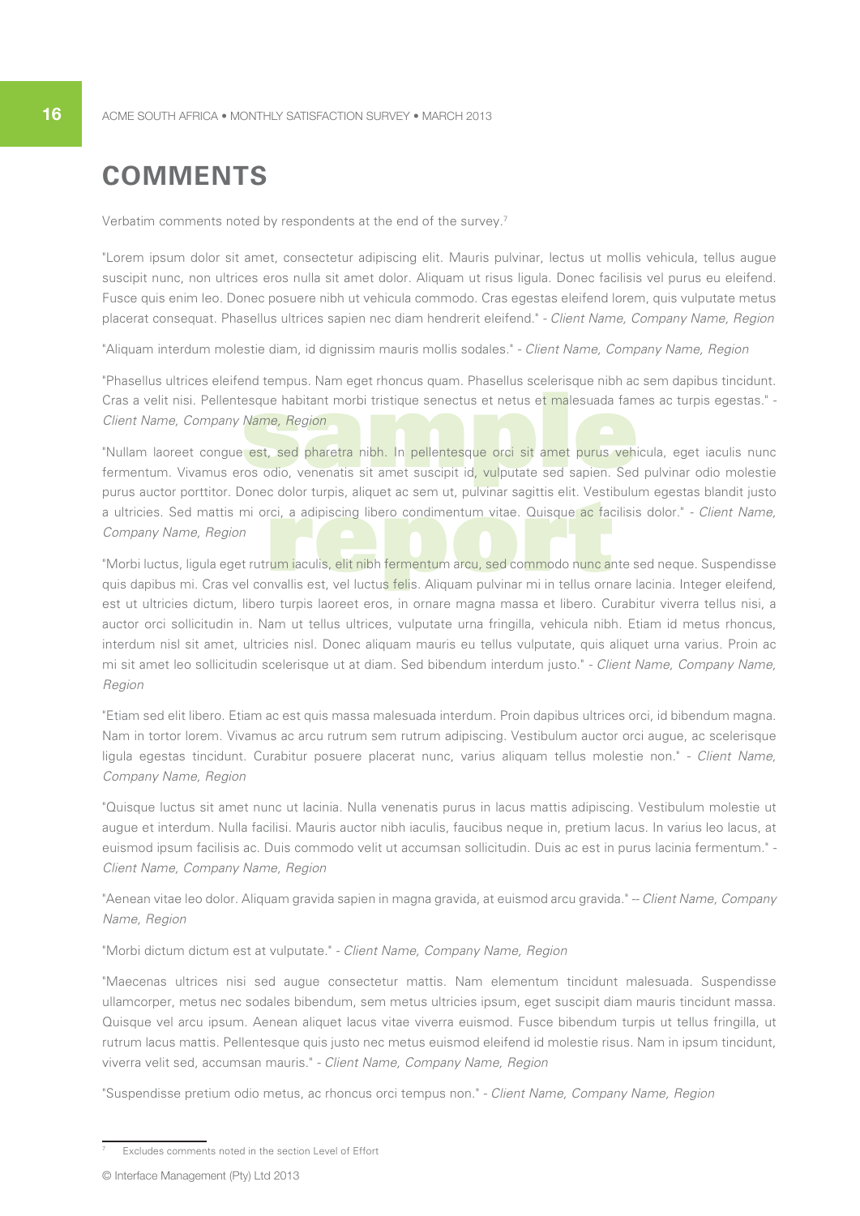# COMMENTS

Verbatim comments noted by respondents at the end of the survey.[7]

"Lorem ipsum dolor sit amet, consectetur adipiscing elit. Mauris pulvinar, lectus ut mollis vehicula, tellus augue suscipit nunc, non ultrices eros nulla sit amet dolor. Aliquam ut risus ligula. Donec facilisis vel purus eu eleifend. Fusce quis enim leo. Donec posuere nibh ut vehicula commodo. Cras egestas eleifend lorem, quis vulputate metus placerat consequat. Phasellus ultrices sapien nec diam hendrerit eleifend." - *Client Name, Company Name, Region*

"Aliquam interdum molestie diam, id dignissim mauris mollis sodales." - *Client Name, Company Name, Region*

"Phasellus ultrices eleifend tempus. Nam eget rhoncus quam. Phasellus scelerisque nibh ac sem dapibus tincidunt. Cras a velit nisi. Pellentesque habitant morbi tristique senectus et netus et malesuada fames ac turpis egestas." - *Client Name, Company Name, Region*

"Nullam laoreet congue est, sed pharetra nibh. In pellentesque orci sit amet purus vehicula, eget iaculis nunc fermentum. Vivamus eros odio, venenatis sit amet suscipit id, vulputate sed sapien. Sed pulvinar odio molestie purus auctor porttitor. Donec dolor turpis, aliquet ac sem ut, pulvinar sagittis elit. Vestibulum egestas blandit justo a ultricies. Sed mattis mi orci, a adipiscing libero condimentum vitae. Quisque ac facilisis dolor." - *Client Name, Company Name, Region*

"Morbi luctus, ligula eget rutrum iaculis, elit nibh fermentum arcu, sed commodo nunc ante sed neque. Suspendisse quis dapibus mi. Cras vel convallis est, vel luctus felis. Aliquam pulvinar mi in tellus ornare lacinia. Integer eleifend, est ut ultricies dictum, libero turpis laoreet eros, in ornare magna massa et libero. Curabitur viverra tellus nisi, a auctor orci sollicitudin in. Nam ut tellus ultrices, vulputate urna fringilla, vehicula nibh. Etiam id metus rhoncus, interdum nisl sit amet, ultricies nisl. Donec aliquam mauris eu tellus vulputate, quis aliquet urna varius. Proin ac mi sit amet leo sollicitudin scelerisque ut at diam. Sed bibendum interdum justo." - *Client Name, Company Name, Region*

"Etiam sed elit libero. Etiam ac est quis massa malesuada interdum. Proin dapibus ultrices orci, id bibendum magna. Nam in tortor lorem. Vivamus ac arcu rutrum sem rutrum adipiscing. Vestibulum auctor orci augue, ac scelerisque ligula egestas tincidunt. Curabitur posuere placerat nunc, varius aliquam tellus molestie non." - *Client Name, Company Name, Region*

"Quisque luctus sit amet nunc ut lacinia. Nulla venenatis purus in lacus mattis adipiscing. Vestibulum molestie ut augue et interdum. Nulla facilisi. Mauris auctor nibh iaculis, faucibus neque in, pretium lacus. In varius leo lacus, at euismod ipsum facilisis ac. Duis commodo velit ut accumsan sollicitudin. Duis ac est in purus lacinia fermentum." - *Client Name, Company Name, Region*

"Aenean vitae leo dolor. Aliquam gravida sapien in magna gravida, at euismod arcu gravida." -- *Client Name, Company Name, Region*

"Morbi dictum dictum est at vulputate." - *Client Name, Company Name, Region*

"Maecenas ultrices nisi sed augue consectetur mattis. Nam elementum tincidunt malesuada. Suspendisse ullamcorper, metus nec sodales bibendum, sem metus ultricies ipsum, eget suscipit diam mauris tincidunt massa. Quisque vel arcu ipsum. Aenean aliquet lacus vitae viverra euismod. Fusce bibendum turpis ut tellus fringilla, ut rutrum lacus mattis. Pellentesque quis justo nec metus euismod eleifend id molestie risus. Nam in ipsum tincidunt, viverra velit sed, accumsan mauris." - *Client Name, Company Name, Region*

"Suspendisse pretium odio metus, ac rhoncus orci tempus non." - *Client Name, Company Name, Region*

[7] Excludes comments noted in the section Level of Effort

© Interface Management (Pty) Ltd 2013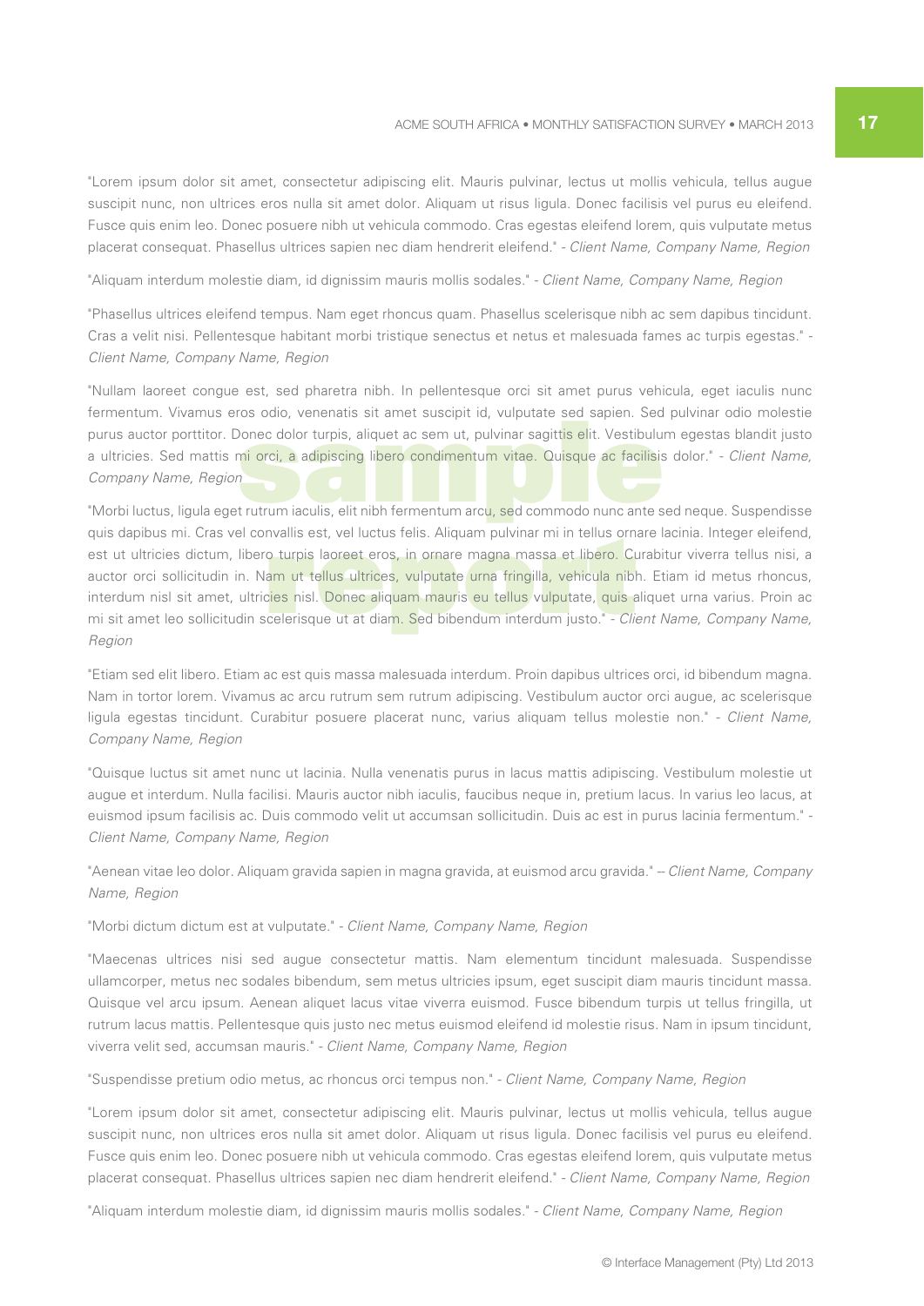"Lorem ipsum dolor sit amet, consectetur adipiscing elit. Mauris pulvinar, lectus ut mollis vehicula, tellus augue suscipit nunc, non ultrices eros nulla sit amet dolor. Aliquam ut risus ligula. Donec facilisis vel purus eu eleifend. Fusce quis enim leo. Donec posuere nibh ut vehicula commodo. Cras egestas eleifend lorem, quis vulputate metus placerat consequat. Phasellus ultrices sapien nec diam hendrerit eleifend." - *Client Name, Company Name, Region*

"Aliquam interdum molestie diam, id dignissim mauris mollis sodales." - *Client Name, Company Name, Region*

"Phasellus ultrices eleifend tempus. Nam eget rhoncus quam. Phasellus scelerisque nibh ac sem dapibus tincidunt. Cras a velit nisi. Pellentesque habitant morbi tristique senectus et netus et malesuada fames ac turpis egestas." - *Client Name, Company Name, Region*

"Nullam laoreet congue est, sed pharetra nibh. In pellentesque orci sit amet purus vehicula, eget iaculis nunc fermentum. Vivamus eros odio, venenatis sit amet suscipit id, vulputate sed sapien. Sed pulvinar odio molestie purus auctor porttitor. Donec dolor turpis, aliquet ac sem ut, pulvinar sagittis elit. Vestibulum egestas blandit justo a ultricies. Sed mattis mi orci, a adipiscing libero condimentum vitae. Quisque ac facilisis dolor." - *Client Name, Company Name, Region*

"Morbi luctus, ligula eget rutrum iaculis, elit nibh fermentum arcu, sed commodo nunc ante sed neque. Suspendisse quis dapibus mi. Cras vel convallis est, vel luctus felis. Aliquam pulvinar mi in tellus ornare lacinia. Integer eleifend, est ut ultricies dictum, libero turpis laoreet eros, in ornare magna massa et libero. Curabitur viverra tellus nisi, a auctor orci sollicitudin in. Nam ut tellus ultrices, vulputate urna fringilla, vehicula nibh. Etiam id metus rhoncus, interdum nisl sit amet, ultricies nisl. Donec aliquam mauris eu tellus vulputate, quis aliquet urna varius. Proin ac mi sit amet leo sollicitudin scelerisque ut at diam. Sed bibendum interdum justo." - *Client Name, Company Name, Region*

"Etiam sed elit libero. Etiam ac est quis massa malesuada interdum. Proin dapibus ultrices orci, id bibendum magna. Nam in tortor lorem. Vivamus ac arcu rutrum sem rutrum adipiscing. Vestibulum auctor orci augue, ac scelerisque ligula egestas tincidunt. Curabitur posuere placerat nunc, varius aliquam tellus molestie non." - *Client Name, Company Name, Region*

"Quisque luctus sit amet nunc ut lacinia. Nulla venenatis purus in lacus mattis adipiscing. Vestibulum molestie ut augue et interdum. Nulla facilisi. Mauris auctor nibh iaculis, faucibus neque in, pretium lacus. In varius leo lacus, at euismod ipsum facilisis ac. Duis commodo velit ut accumsan sollicitudin. Duis ac est in purus lacinia fermentum." - *Client Name, Company Name, Region*

"Aenean vitae leo dolor. Aliquam gravida sapien in magna gravida, at euismod arcu gravida." – *Client Name, Company Name, Region*

"Morbi dictum dictum est at vulputate." - *Client Name, Company Name, Region*

"Maecenas ultrices nisi sed augue consectetur mattis. Nam elementum tincidunt malesuada. Suspendisse ullamcorper, metus nec sodales bibendum, sem metus ultricies ipsum, eget suscipit diam mauris tincidunt massa. Quisque vel arcu ipsum. Aenean aliquet lacus vitae viverra euismod. Fusce bibendum turpis ut tellus fringilla, ut rutrum lacus mattis. Pellentesque quis justo nec metus euismod eleifend id molestie risus. Nam in ipsum tincidunt, viverra velit sed, accumsan mauris." - *Client Name, Company Name, Region*

"Suspendisse pretium odio metus, ac rhoncus orci tempus non." - *Client Name, Company Name, Region*

"Lorem ipsum dolor sit amet, consectetur adipiscing elit. Mauris pulvinar, lectus ut mollis vehicula, tellus augue suscipit nunc, non ultrices eros nulla sit amet dolor. Aliquam ut risus ligula. Donec facilisis vel purus eu eleifend. Fusce quis enim leo. Donec posuere nibh ut vehicula commodo. Cras egestas eleifend lorem, quis vulputate metus placerat consequat. Phasellus ultrices sapien nec diam hendrerit eleifend." - *Client Name, Company Name, Region*

"Aliquam interdum molestie diam, id dignissim mauris mollis sodales." - *Client Name, Company Name, Region*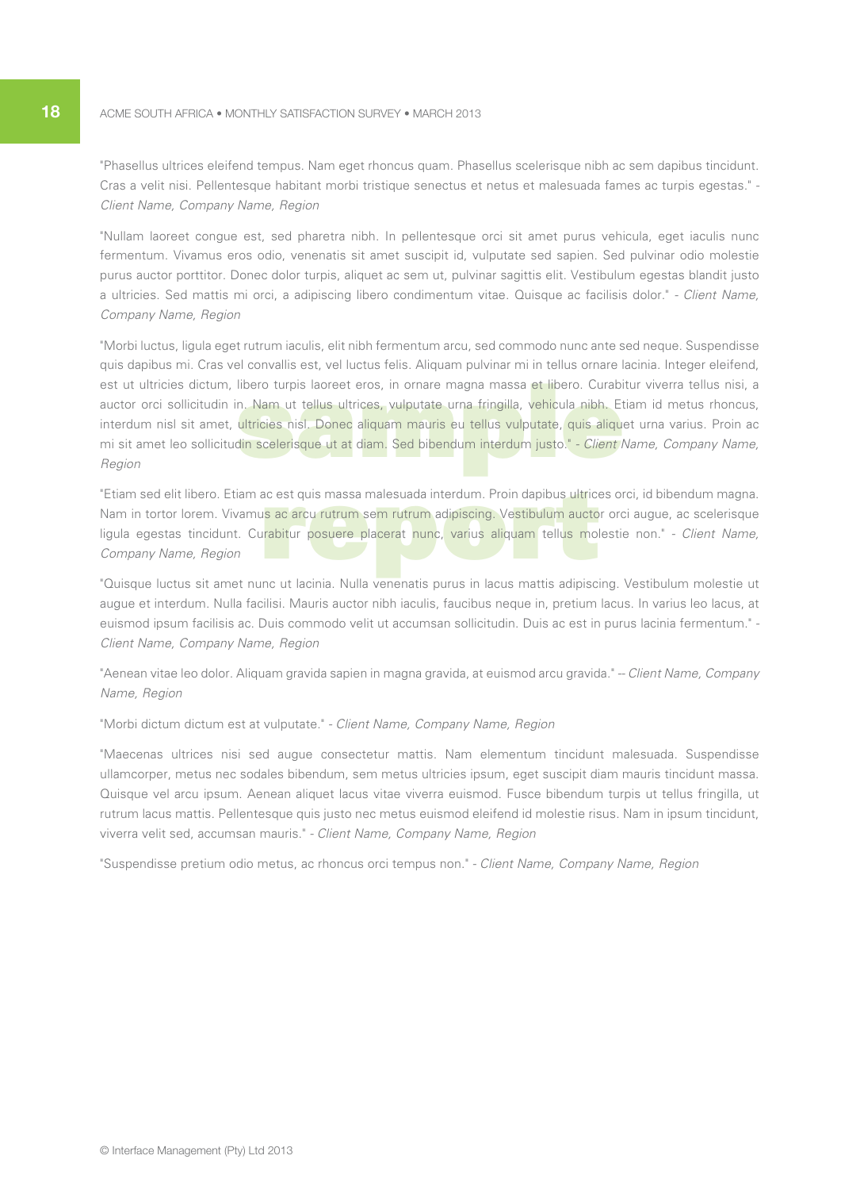"Phasellus ultrices eleifend tempus. Nam eget rhoncus quam. Phasellus scelerisque nibh ac sem dapibus tincidunt. Cras a velit nisi. Pellentesque habitant morbi tristique senectus et netus et malesuada fames ac turpis egestas." - *Client Name, Company Name, Region*

"Nullam laoreet congue est, sed pharetra nibh. In pellentesque orci sit amet purus vehicula, eget iaculis nunc fermentum. Vivamus eros odio, venenatis sit amet suscipit id, vulputate sed sapien. Sed pulvinar odio molestie purus auctor porttitor. Donec dolor turpis, aliquet ac sem ut, pulvinar sagittis elit. Vestibulum egestas blandit justo a ultricies. Sed mattis mi orci, a adipiscing libero condimentum vitae. Quisque ac facilisis dolor." - *Client Name, Company Name, Region*

"Morbi luctus, ligula eget rutrum iaculis, elit nibh fermentum arcu, sed commodo nunc ante sed neque. Suspendisse quis dapibus mi. Cras vel convallis est, vel luctus felis. Aliquam pulvinar mi in tellus ornare lacinia. Integer eleifend, est ut ultricies dictum, libero turpis laoreet eros, in ornare magna massa et libero. Curabitur viverra tellus nisi, a auctor orci sollicitudin in. Nam ut tellus ultrices, vulputate urna fringilla, vehicula nibh. Etiam id metus rhoncus, interdum nisl sit amet, ultricies nisl. Donec aliquam mauris eu tellus vulputate, quis aliquet urna varius. Proin ac mi sit amet leo sollicitudin scelerisque ut at diam. Sed bibendum interdum justo." - *Client Name, Company Name, Region*

"Etiam sed elit libero. Etiam ac est quis massa malesuada interdum. Proin dapibus ultrices orci, id bibendum magna. Nam in tortor lorem. Vivamus ac arcu rutrum sem rutrum adipiscing. Vestibulum auctor orci augue, ac scelerisque ligula egestas tincidunt. Curabitur posuere placerat nunc, varius aliquam tellus molestie non." - *Client Name, Company Name, Region*

"Quisque luctus sit amet nunc ut lacinia. Nulla venenatis purus in lacus mattis adipiscing. Vestibulum molestie ut augue et interdum. Nulla facilisi. Mauris auctor nibh iaculis, faucibus neque in, pretium lacus. In varius leo lacus, at euismod ipsum facilisis ac. Duis commodo velit ut accumsan sollicitudin. Duis ac est in purus lacinia fermentum." - *Client Name, Company Name, Region*

"Aenean vitae leo dolor. Aliquam gravida sapien in magna gravida, at euismod arcu gravida." -- *Client Name, Company Name, Region*

"Morbi dictum dictum est at vulputate." - *Client Name, Company Name, Region*

"Maecenas ultrices nisi sed augue consectetur mattis. Nam elementum tincidunt malesuada. Suspendisse ullamcorper, metus nec sodales bibendum, sem metus ultricies ipsum, eget suscipit diam mauris tincidunt massa. Quisque vel arcu ipsum. Aenean aliquet lacus vitae viverra euismod. Fusce bibendum turpis ut tellus fringilla, ut rutrum lacus mattis. Pellentesque quis justo nec metus euismod eleifend id molestie risus. Nam in ipsum tincidunt, viverra velit sed, accumsan mauris." - *Client Name, Company Name, Region*

"Suspendisse pretium odio metus, ac rhoncus orci tempus non." - *Client Name, Company Name, Region*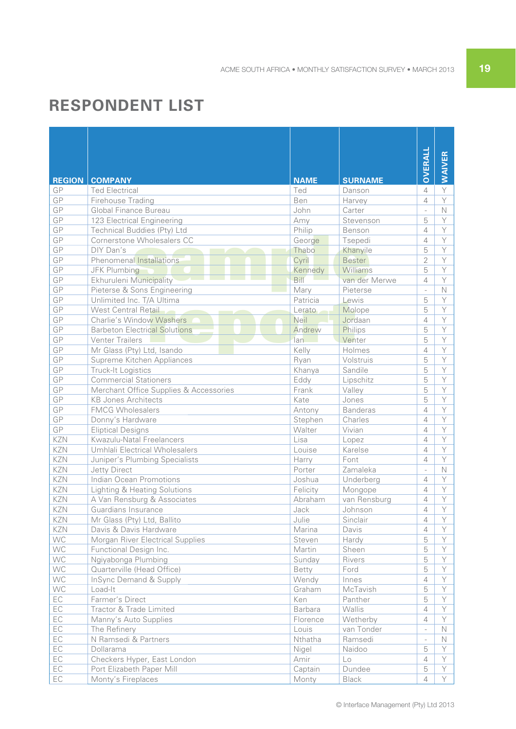# RESPONDENT LIST

| REGION | COMPANY | NAME | SURNAME | OVERALL | WAIVER |
|---|---|---|---|---|---|
| GP | Ted Electrical | Ted | Danson | 4 | Y |
| GP | Firehouse Trading | Ben | Harvey | 4 | Y |
| GP | Global Finance Bureau | John | Carter | - | N |
| GP | 123 Electrical Engineering | Amy | Stevenson | 5 | Y |
| GP | Technical Buddies (Pty) Ltd | Philip | Benson | 4 | Y |
| GP | Cornerstone Wholesalers CC | George | Tsepedi | 4 | Y |
| GP | DIY Dan's | Thabo | Khanyile | 5 | Y |
| GP | Phenomenal Installations | Cyril | Bester | 2 | Y |
| GP | JFK Plumbing | Kennedy | Williams | 5 | Y |
| GP | Ekhuruleni Municipality | Bill | van der Merwe | 4 | Y |
| GP | Pieterse & Sons Engineering | Mary | Pieterse | - | N |
| GP | Unlimited Inc. T/A Ultima | Patricia | Lewis | 5 | Y |
| GP | West Central Retail | Lerato | Molope | 5 | Y |
| GP | Charlie's Window Washers | Neil | Jordaan | 4 | Y |
| GP | Barbeton Electrical Solutions | Andrew | Philips | 5 | Y |
| GP | Venter Trailers | Ian | Venter | 5 | Y |
| GP | Mr Glass (Pty) Ltd, Isando | Kelly | Holmes | 4 | Y |
| GP | Supreme Kitchen Appliances | Ryan | Volstruis | 5 | Y |
| GP | Truck-It Logistics | Khanya | Sandile | 5 | Y |
| GP | Commercial Stationers | Eddy | Lipschitz | 5 | Y |
| GP | Merchant Office Supplies & Accessories | Frank | Valley | 5 | Y |
| GP | KB Jones Architects | Kate | Jones | 5 | Y |
| GP | FMCG Wholesalers | Antony | Banderas | 4 | Y |
| GP | Donny's Hardware | Stephen | Charles | 4 | Y |
| GP | Eliptical Designs | Walter | Vivian | 4 | Y |
| KZN | Kwazulu-Natal Freelancers | Lisa | Lopez | 4 | Y |
| KZN | Umhlali Electrical Wholesalers | Louise | Karelse | 4 | Y |
| KZN | Juniper's Plumbing Specialists | Harry | Font | 4 | Y |
| KZN | Jetty Direct | Porter | Zamaleka | - | N |
| KZN | Indian Ocean Promotions | Joshua | Underberg | 4 | Y |
| KZN | Lighting & Heating Solutions | Felicity | Mongope | 4 | Y |
| KZN | A Van Rensburg & Associates | Abraham | van Rensburg | 4 | Y |
| KZN | Guardians Insurance | Jack | Johnson | 4 | Y |
| KZN | Mr Glass (Pty) Ltd, Ballito | Julie | Sinclair | 4 | Y |
| KZN | Davis & Davis Hardware | Marina | Davis | 4 | Y |
| WC | Morgan River Electrical Supplies | Steven | Hardy | 5 | Y |
| WC | Functional Design Inc. | Martin | Sheen | 5 | Y |
| WC | Ngiyabonga Plumbing | Sunday | Rivers | 5 | Y |
| WC | Quarterville (Head Office) | Betty | Ford | 5 | Y |
| WC | InSync Demand & Supply | Wendy | Innes | 4 | Y |
| WC | Load-It | Graham | McTavish | 5 | Y |
| EC | Farmer's Direct | Ken | Panther | 5 | Y |
| EC | Tractor & Trade Limited | Barbara | Wallis | 4 | Y |
| EC | Manny's Auto Supplies | Florence | Wetherby | 4 | Y |
| EC | The Refinery | Louis | van Tonder | - | N |
| EC | N Ramsedi & Partners | Nthatha | Ramsedi | - | N |
| EC | Dollarama | Nigel | Naidoo | 5 | Y |
| EC | Checkers Hyper, East London | Amir | Lo | 4 | Y |
| EC | Port Elizabeth Paper Mill | Captain | Dundee | 5 | Y |
| EC | Monty's Fireplaces | Monty | Black | 4 | Y |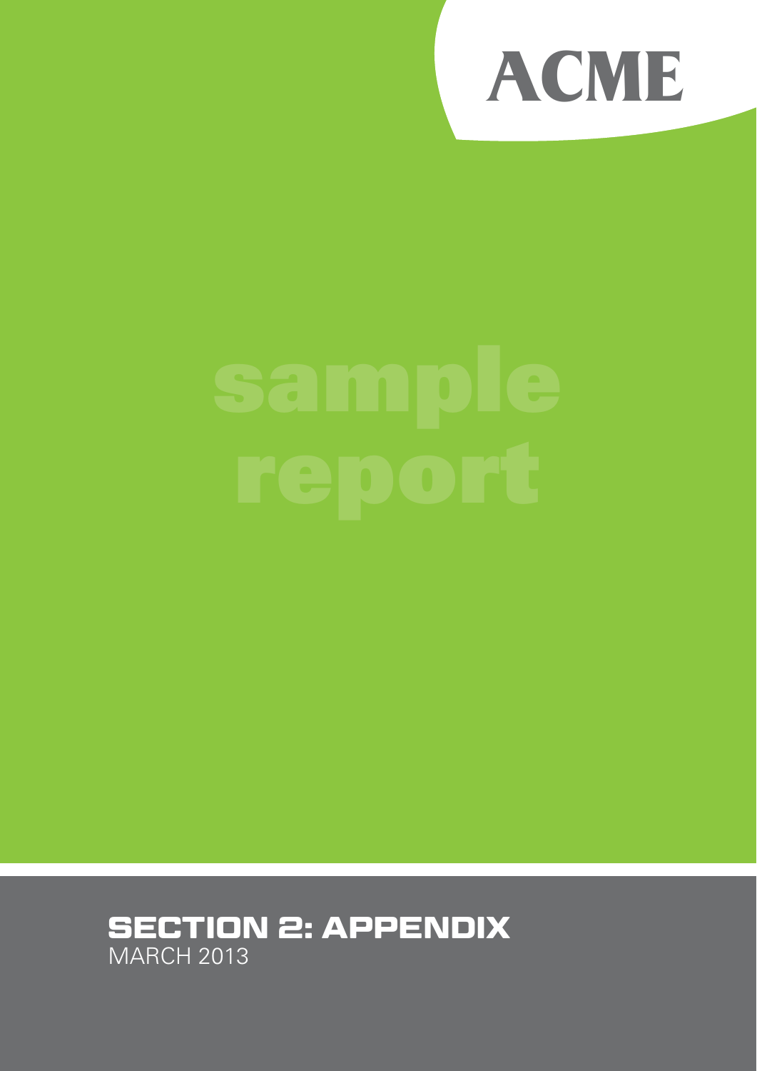ACME

sample report

## SECTION 2: APPENDIX

MARCH 2013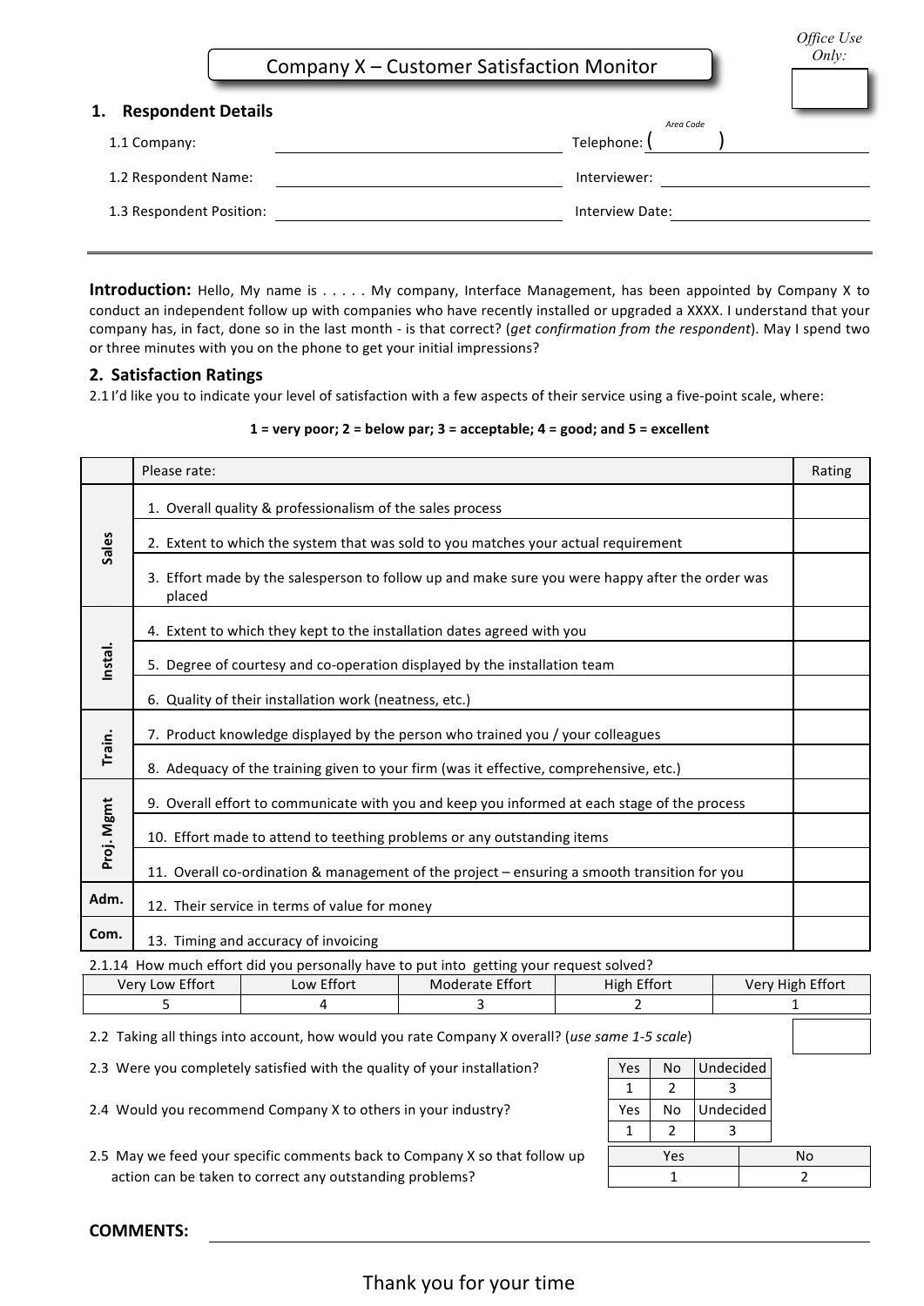Office Use Only:

# Company X – Customer Satisfaction Monitor

## 1. Respondent Details

1.1 Company: ______________________ Telephone: (Area Code ______ ) ______________________

1.2 Respondent Name: ______________________ Interviewer: ______________________

1.3 Respondent Position: ______________________ Interview Date: ______________________

**Introduction:** Hello, My name is . . . . . My company, Interface Management, has been appointed by Company X to conduct an independent follow up with companies who have recently installed or upgraded a XXXX. I understand that your company has, in fact, done so in the last month - is that correct? (*get confirmation from the respondent*). May I spend two or three minutes with you on the phone to get your initial impressions?

## 2. Satisfaction Ratings

2.1 I'd like you to indicate your level of satisfaction with a few aspects of their service using a five-point scale, where:

**1 = very poor; 2 = below par; 3 = acceptable; 4 = good; and 5 = excellent**

| | Please rate: | Rating |
|---|---|---|
| Sales | 1. Overall quality & professionalism of the sales process | |
| | 2. Extent to which the system that was sold to you matches your actual requirement | |
| | 3. Effort made by the salesperson to follow up and make sure you were happy after the order was placed | |
| Instal. | 4. Extent to which they kept to the installation dates agreed with you | |
| | 5. Degree of courtesy and co-operation displayed by the installation team | |
| | 6. Quality of their installation work (neatness, etc.) | |
| Train. | 7. Product knowledge displayed by the person who trained you / your colleagues | |
| | 8. Adequacy of the training given to your firm (was it effective, comprehensive, etc.) | |
| Proj. Mgmt | 9. Overall effort to communicate with you and keep you informed at each stage of the process | |
| | 10. Effort made to attend to teething problems or any outstanding items | |
| | 11. Overall co-ordination & management of the project – ensuring a smooth transition for you | |
| Adm. | 12. Their service in terms of value for money | |
| Com. | 13. Timing and accuracy of invoicing | |

2.1.14 How much effort did you personally have to put into getting your request solved?

| Very Low Effort | Low Effort | Moderate Effort | High Effort | Very High Effort |
|---|---|---|---|---|
| 5 | 4 | 3 | 2 | 1 |

2.2 Taking all things into account, how would you rate Company X overall? (*use same 1-5 scale*)

2.3 Were you completely satisfied with the quality of your installation?

| Yes | No | Undecided |
|---|---|---|
| 1 | 2 | 3 |

2.4 Would you recommend Company X to others in your industry?

| Yes | No | Undecided |
|---|---|---|
| 1 | 2 | 3 |

2.5 May we feed your specific comments back to Company X so that follow up action can be taken to correct any outstanding problems?

| Yes | No |
|---|---|
| 1 | 2 |

**COMMENTS:** ______________________

Thank you for your time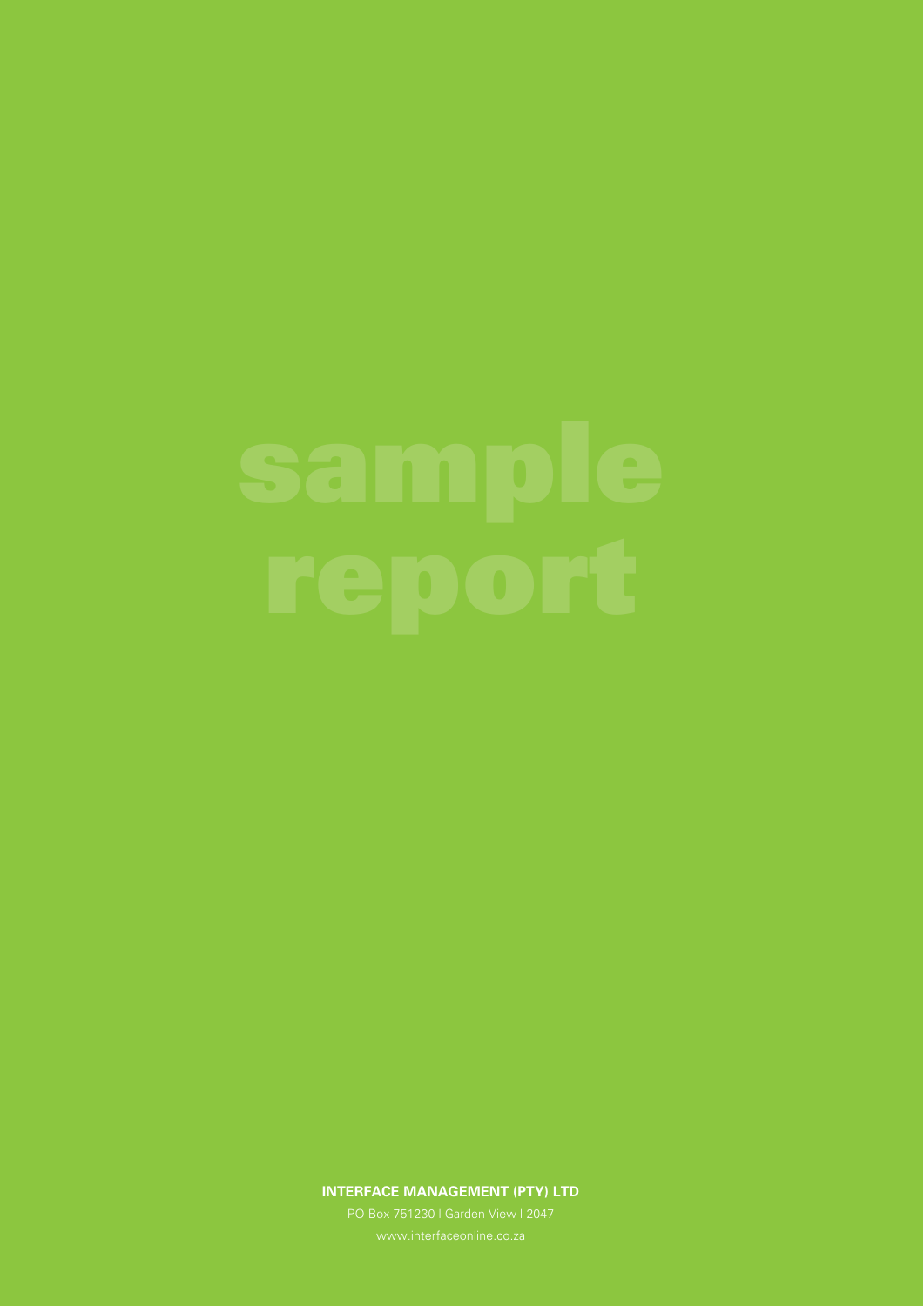# sample report

**INTERFACE MANAGEMENT (PTY) LTD**

PO Box 751230 I Garden View I 2047

www.interfaceonline.co.za